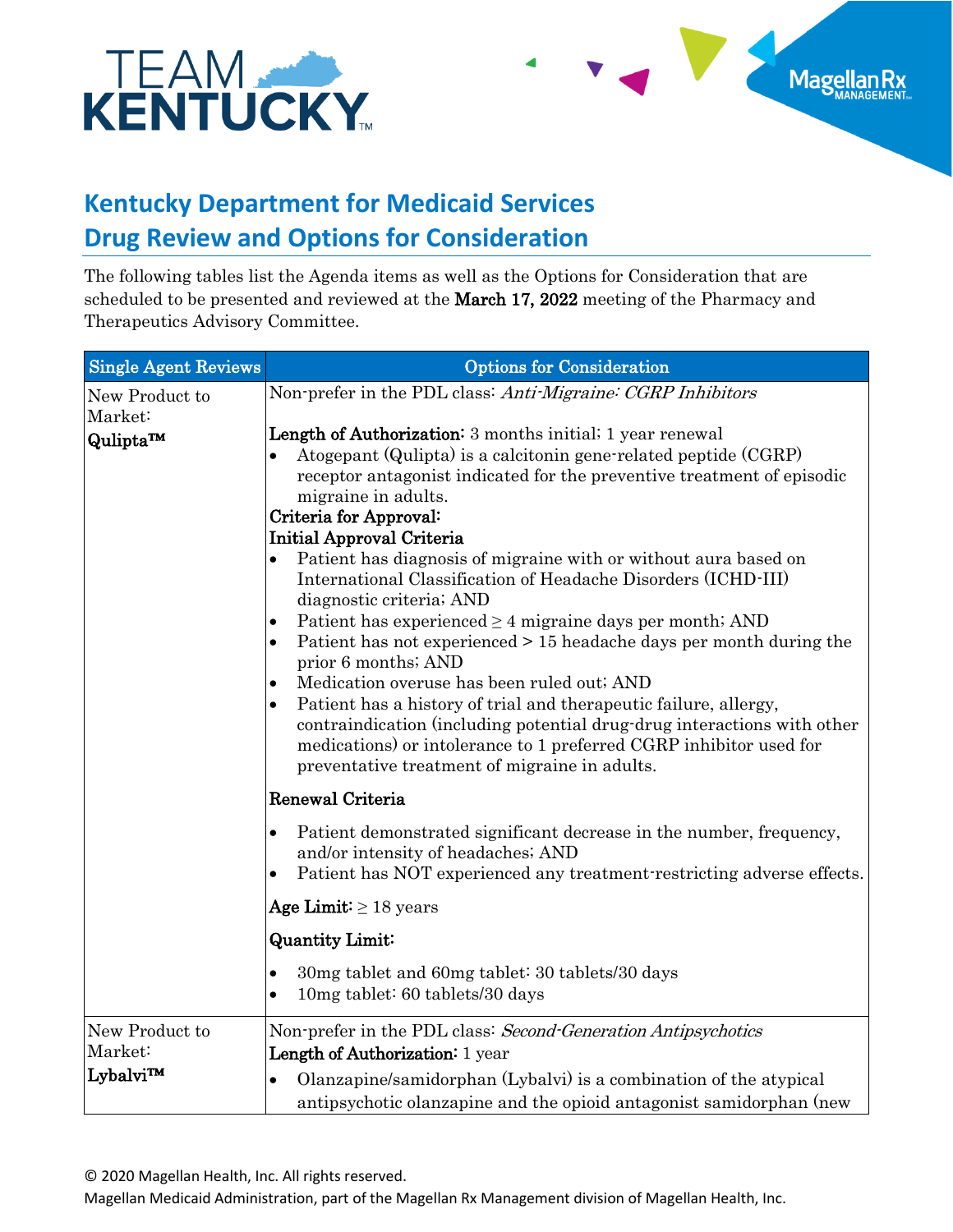## Kentucky Department for Medicaid Services
## Drug Review and Options for Consideration

The following tables list the Agenda items as well as the Options for Consideration that are scheduled to be presented and reviewed at the **March 17, 2022** meeting of the Pharmacy and Therapeutics Advisory Committee.

| Single Agent Reviews | Options for Consideration |
|---|---|
| New Product to Market: **Qulipta™** | Non-prefer in the PDL class: *Anti-Migraine: CGRP Inhibitors*<br><br>**Length of Authorization:** 3 months initial; 1 year renewal<br>• Atogepant (Qulipta) is a calcitonin gene-related peptide (CGRP) receptor antagonist indicated for the preventive treatment of episodic migraine in adults.<br>**Criteria for Approval:**<br>**Initial Approval Criteria**<br>• Patient has diagnosis of migraine with or without aura based on International Classification of Headache Disorders (ICHD-III) diagnostic criteria; AND<br>• Patient has experienced ≥ 4 migraine days per month; AND<br>• Patient has not experienced > 15 headache days per month during the prior 6 months; AND<br>• Medication overuse has been ruled out; AND<br>• Patient has a history of trial and therapeutic failure, allergy, contraindication (including potential drug-drug interactions with other medications) or intolerance to 1 preferred CGRP inhibitor used for preventative treatment of migraine in adults.<br><br>**Renewal Criteria**<br>• Patient demonstrated significant decrease in the number, frequency, and/or intensity of headaches; AND<br>• Patient has NOT experienced any treatment-restricting adverse effects.<br><br>**Age Limit:** ≥ 18 years<br><br>**Quantity Limit:**<br>• 30mg tablet and 60mg tablet: 30 tablets/30 days<br>• 10mg tablet: 60 tablets/30 days |
| New Product to Market: **Lybalvi™** | Non-prefer in the PDL class: *Second-Generation Antipsychotics*<br>**Length of Authorization:** 1 year<br>• Olanzapine/samidorphan (Lybalvi) is a combination of the atypical antipsychotic olanzapine and the opioid antagonist samidorphan (new |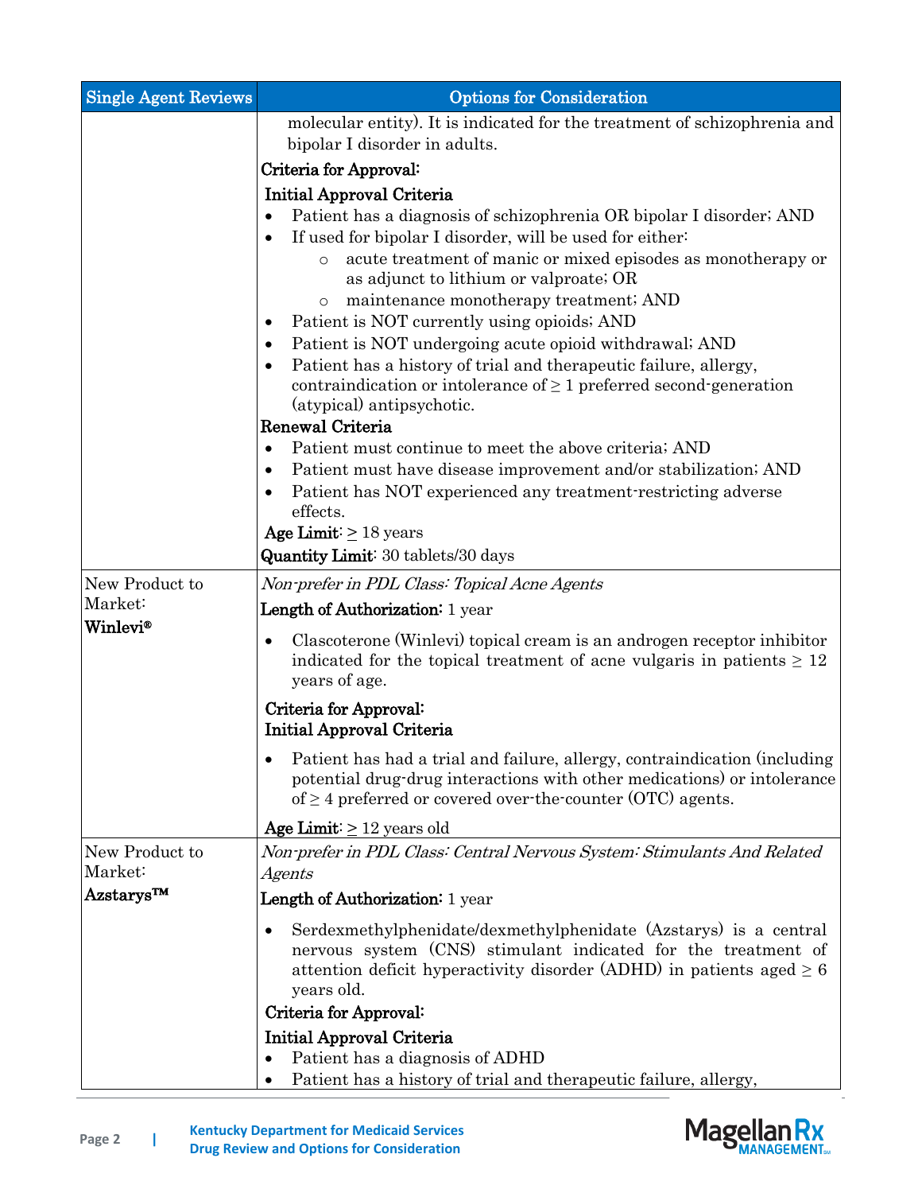| Single Agent Reviews | Options for Consideration |
| --- | --- |
| | molecular entity). It is indicated for the treatment of schizophrenia and bipolar I disorder in adults.<br><br>**Criteria for Approval:**<br><br>**Initial Approval Criteria**<br>• Patient has a diagnosis of schizophrenia OR bipolar I disorder; AND<br>• If used for bipolar I disorder, will be used for either:<br>  ○ acute treatment of manic or mixed episodes as monotherapy or as adjunct to lithium or valproate; OR<br>  ○ maintenance monotherapy treatment; AND<br>• Patient is NOT currently using opioids; AND<br>• Patient is NOT undergoing acute opioid withdrawal; AND<br>• Patient has a history of trial and therapeutic failure, allergy, contraindication or intolerance of ≥ 1 preferred second-generation (atypical) antipsychotic.<br><br>**Renewal Criteria**<br>• Patient must continue to meet the above criteria; AND<br>• Patient must have disease improvement and/or stabilization; AND<br>• Patient has NOT experienced any treatment-restricting adverse effects.<br><br>**Age Limit**: ≥ 18 years<br><br>**Quantity Limit**: 30 tablets/30 days |
| New Product to Market: **Winlevi®** | *Non-prefer in PDL Class: Topical Acne Agents*<br><br>**Length of Authorization:** 1 year<br><br>• Clascoterone (Winlevi) topical cream is an androgen receptor inhibitor indicated for the topical treatment of acne vulgaris in patients ≥ 12 years of age.<br><br>**Criteria for Approval:**<br>**Initial Approval Criteria**<br><br>• Patient has had a trial and failure, allergy, contraindication (including potential drug-drug interactions with other medications) or intolerance of ≥ 4 preferred or covered over-the-counter (OTC) agents.<br><br>**Age Limit**: ≥ 12 years old |
| New Product to Market: **Azstarys™** | *Non-prefer in PDL Class: Central Nervous System: Stimulants And Related Agents*<br><br>**Length of Authorization:** 1 year<br><br>• Serdexmethylphenidate/dexmethylphenidate (Azstarys) is a central nervous system (CNS) stimulant indicated for the treatment of attention deficit hyperactivity disorder (ADHD) in patients aged ≥ 6 years old.<br><br>**Criteria for Approval:**<br><br>**Initial Approval Criteria**<br>• Patient has a diagnosis of ADHD<br>• Patient has a history of trial and therapeutic failure, allergy, |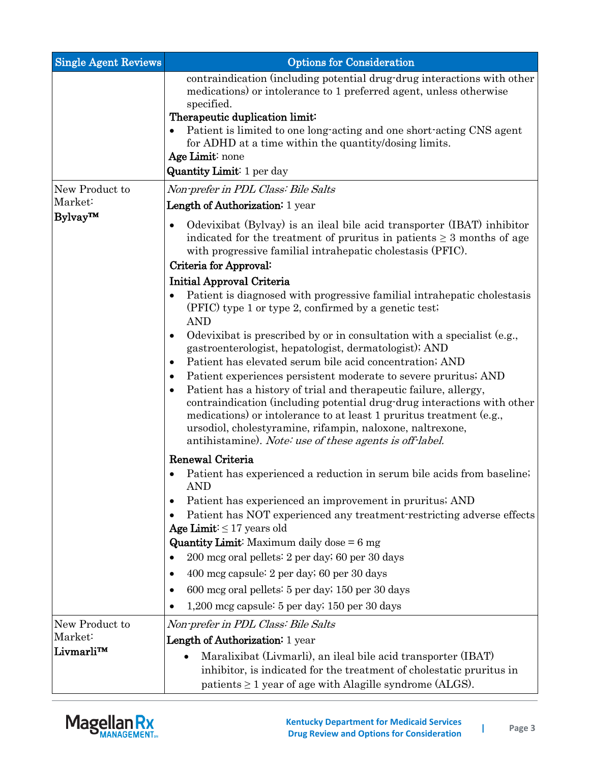| Single Agent Reviews | Options for Consideration |
| --- | --- |
| | contraindication (including potential drug-drug interactions with other medications) or intolerance to 1 preferred agent, unless otherwise specified.<br>**Therapeutic duplication limit:**<br>• Patient is limited to one long-acting and one short-acting CNS agent for ADHD at a time within the quantity/dosing limits.<br>**Age Limit**: none<br>**Quantity Limit**: 1 per day |
| New Product to Market: **Bylvay™** | *Non-prefer in PDL Class: Bile Salts*<br>**Length of Authorization:** 1 year<br>• Odevixibat (Bylvay) is an ileal bile acid transporter (IBAT) inhibitor indicated for the treatment of pruritus in patients ≥ 3 months of age with progressive familial intrahepatic cholestasis (PFIC).<br>**Criteria for Approval:**<br>**Initial Approval Criteria**<br>• Patient is diagnosed with progressive familial intrahepatic cholestasis (PFIC) type 1 or type 2, confirmed by a genetic test; AND<br>• Odevixibat is prescribed by or in consultation with a specialist (e.g., gastroenterologist, hepatologist, dermatologist); AND<br>• Patient has elevated serum bile acid concentration; AND<br>• Patient experiences persistent moderate to severe pruritus; AND<br>• Patient has a history of trial and therapeutic failure, allergy, contraindication (including potential drug-drug interactions with other medications) or intolerance to at least 1 pruritus treatment (e.g., ursodiol, cholestyramine, rifampin, naloxone, naltrexone, antihistamine). *Note: use of these agents is off-label.*<br>**Renewal Criteria**<br>• Patient has experienced a reduction in serum bile acids from baseline; AND<br>• Patient has experienced an improvement in pruritus; AND<br>• Patient has NOT experienced any treatment-restricting adverse effects<br>**Age Limit**: ≤ 17 years old<br>**Quantity Limit**: Maximum daily dose = 6 mg<br>• 200 mcg oral pellets: 2 per day; 60 per 30 days<br>• 400 mcg capsule: 2 per day; 60 per 30 days<br>• 600 mcg oral pellets: 5 per day; 150 per 30 days<br>• 1,200 mcg capsule: 5 per day; 150 per 30 days |
| New Product to Market: **Livmarli™** | *Non-prefer in PDL Class: Bile Salts*<br>**Length of Authorization:** 1 year<br>• Maralixibat (Livmarli), an ileal bile acid transporter (IBAT) inhibitor, is indicated for the treatment of cholestatic pruritus in patients ≥ 1 year of age with Alagille syndrome (ALGS). |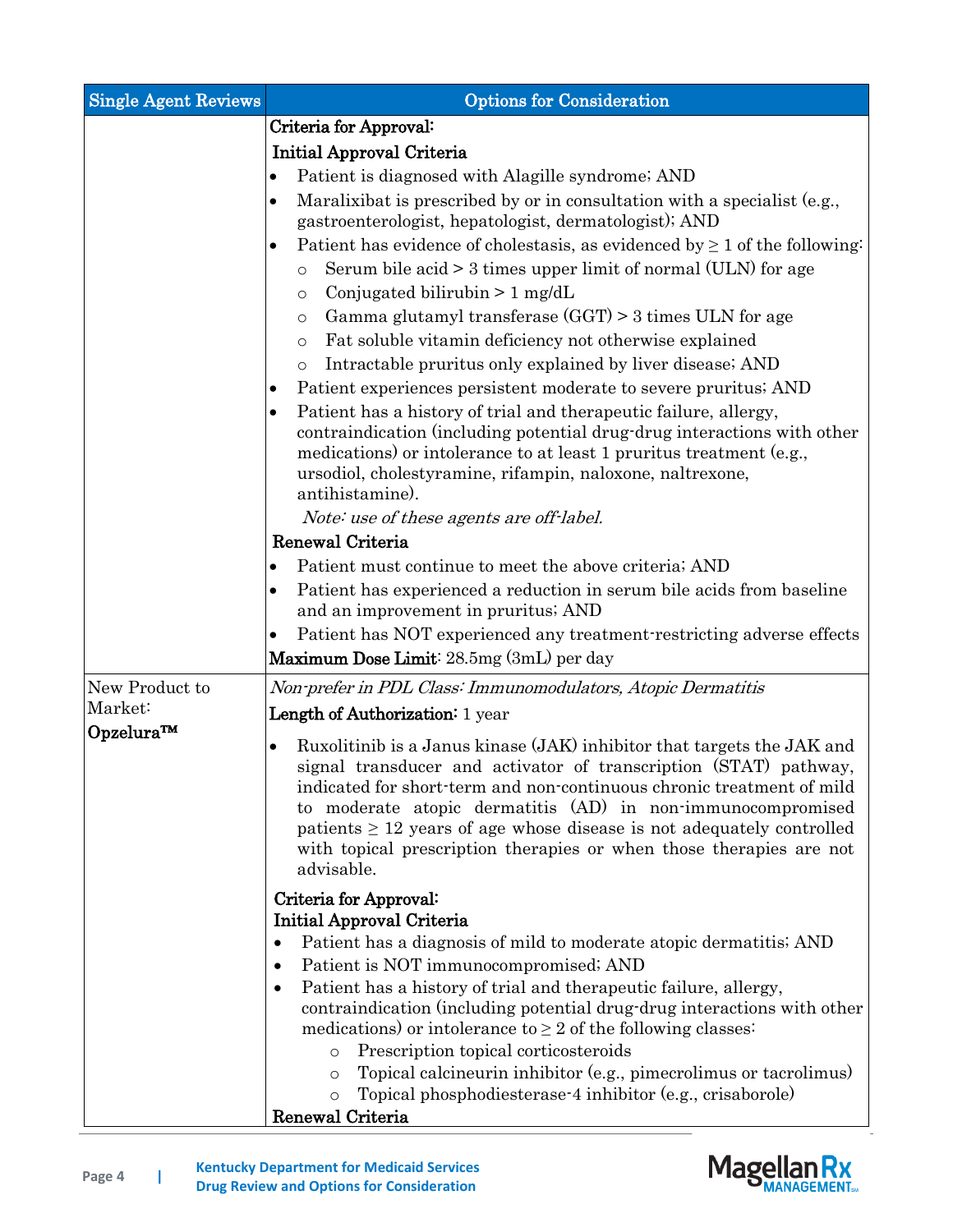| Single Agent Reviews | Options for Consideration |
|---|---|
| | **Criteria for Approval:**<br>**Initial Approval Criteria**<br>• Patient is diagnosed with Alagille syndrome; AND<br>• Maralixibat is prescribed by or in consultation with a specialist (e.g., gastroenterologist, hepatologist, dermatologist); AND<br>• Patient has evidence of cholestasis, as evidenced by ≥ 1 of the following:<br>&nbsp;&nbsp;&nbsp;&nbsp;○ Serum bile acid > 3 times upper limit of normal (ULN) for age<br>&nbsp;&nbsp;&nbsp;&nbsp;○ Conjugated bilirubin > 1 mg/dL<br>&nbsp;&nbsp;&nbsp;&nbsp;○ Gamma glutamyl transferase (GGT) > 3 times ULN for age<br>&nbsp;&nbsp;&nbsp;&nbsp;○ Fat soluble vitamin deficiency not otherwise explained<br>&nbsp;&nbsp;&nbsp;&nbsp;○ Intractable pruritus only explained by liver disease; AND<br>• Patient experiences persistent moderate to severe pruritus; AND<br>• Patient has a history of trial and therapeutic failure, allergy, contraindication (including potential drug-drug interactions with other medications) or intolerance to at least 1 pruritus treatment (e.g., ursodiol, cholestyramine, rifampin, naloxone, naltrexone, antihistamine).<br>*Note: use of these agents are off-label.*<br>**Renewal Criteria**<br>• Patient must continue to meet the above criteria; AND<br>• Patient has experienced a reduction in serum bile acids from baseline and an improvement in pruritus; AND<br>• Patient has NOT experienced any treatment-restricting adverse effects<br>**Maximum Dose Limit**: 28.5mg (3mL) per day |
| New Product to Market: **Opzelura™** | *Non-prefer in PDL Class: Immunomodulators, Atopic Dermatitis*<br>**Length of Authorization:** 1 year<br>• Ruxolitinib is a Janus kinase (JAK) inhibitor that targets the JAK and signal transducer and activator of transcription (STAT) pathway, indicated for short-term and non-continuous chronic treatment of mild to moderate atopic dermatitis (AD) in non-immunocompromised patients ≥ 12 years of age whose disease is not adequately controlled with topical prescription therapies or when those therapies are not advisable.<br>**Criteria for Approval:**<br>**Initial Approval Criteria**<br>• Patient has a diagnosis of mild to moderate atopic dermatitis; AND<br>• Patient is NOT immunocompromised; AND<br>• Patient has a history of trial and therapeutic failure, allergy, contraindication (including potential drug-drug interactions with other medications) or intolerance to ≥ 2 of the following classes:<br>&nbsp;&nbsp;&nbsp;&nbsp;○ Prescription topical corticosteroids<br>&nbsp;&nbsp;&nbsp;&nbsp;○ Topical calcineurin inhibitor (e.g., pimecrolimus or tacrolimus)<br>&nbsp;&nbsp;&nbsp;&nbsp;○ Topical phosphodiesterase-4 inhibitor (e.g., crisaborole)<br>**Renewal Criteria** |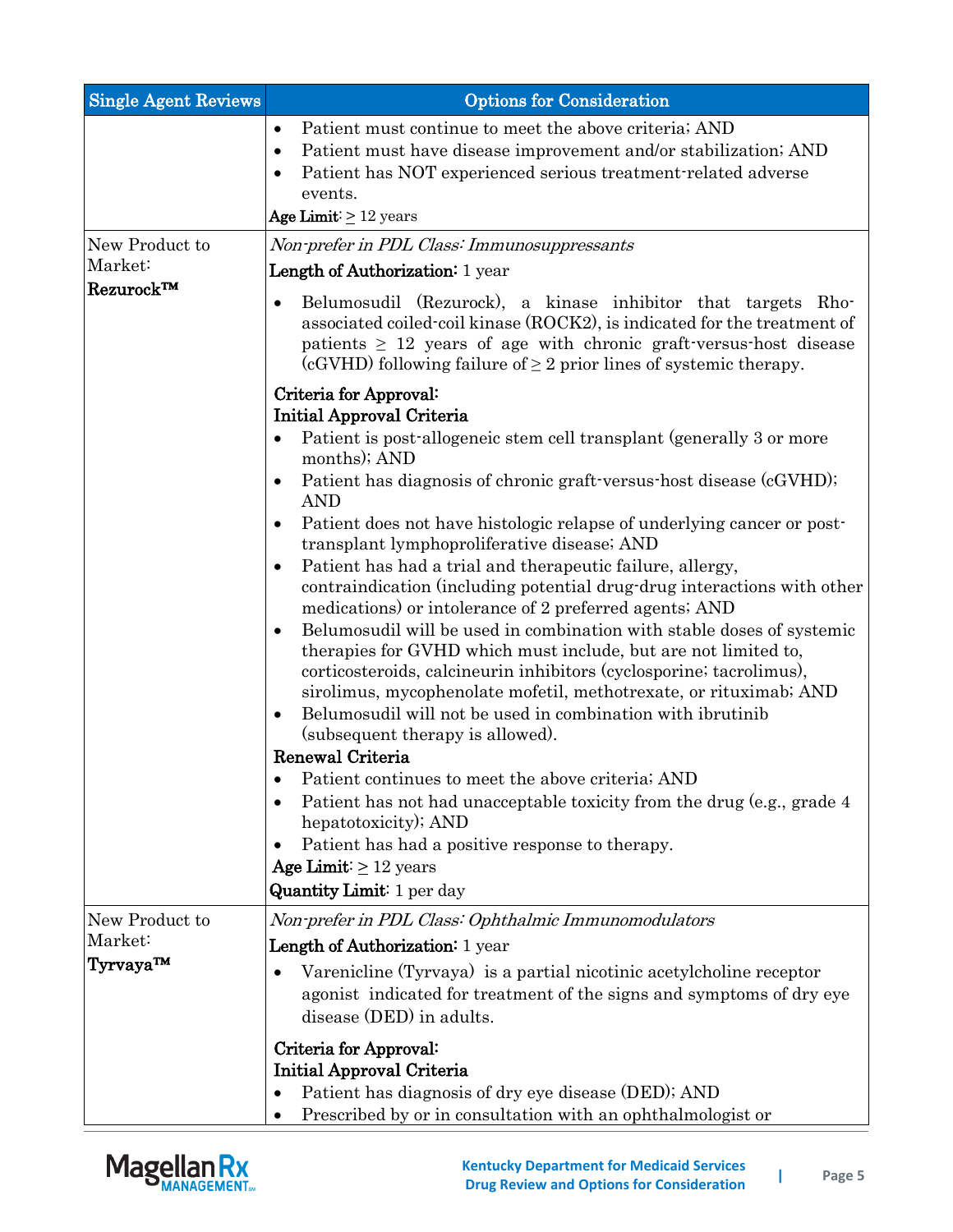| Single Agent Reviews | Options for Consideration |
| --- | --- |
| | • Patient must continue to meet the above criteria; AND<br>• Patient must have disease improvement and/or stabilization; AND<br>• Patient has NOT experienced serious treatment-related adverse events.<br>**Age Limit**: ≥ 12 years |
| New Product to Market: **Rezurock™** | *Non-prefer in PDL Class: Immunosuppressants*<br>**Length of Authorization:** 1 year<br>• Belumosudil (Rezurock), a kinase inhibitor that targets Rho-associated coiled-coil kinase (ROCK2), is indicated for the treatment of patients ≥ 12 years of age with chronic graft-versus-host disease (cGVHD) following failure of ≥ 2 prior lines of systemic therapy.<br>**Criteria for Approval:**<br>**Initial Approval Criteria**<br>• Patient is post-allogeneic stem cell transplant (generally 3 or more months); AND<br>• Patient has diagnosis of chronic graft-versus-host disease (cGVHD); AND<br>• Patient does not have histologic relapse of underlying cancer or post-transplant lymphoproliferative disease; AND<br>• Patient has had a trial and therapeutic failure, allergy, contraindication (including potential drug-drug interactions with other medications) or intolerance of 2 preferred agents; AND<br>• Belumosudil will be used in combination with stable doses of systemic therapies for GVHD which must include, but are not limited to, corticosteroids, calcineurin inhibitors (cyclosporine; tacrolimus), sirolimus, mycophenolate mofetil, methotrexate, or rituximab; AND<br>• Belumosudil will not be used in combination with ibrutinib (subsequent therapy is allowed).<br>**Renewal Criteria**<br>• Patient continues to meet the above criteria; AND<br>• Patient has not had unacceptable toxicity from the drug (e.g., grade 4 hepatotoxicity); AND<br>• Patient has had a positive response to therapy.<br>**Age Limit**: ≥ 12 years<br>**Quantity Limit**: 1 per day |
| New Product to Market: **Tyrvaya™** | *Non-prefer in PDL Class: Ophthalmic Immunomodulators*<br>**Length of Authorization:** 1 year<br>• Varenicline (Tyrvaya) is a partial nicotinic acetylcholine receptor agonist indicated for treatment of the signs and symptoms of dry eye disease (DED) in adults.<br>**Criteria for Approval:**<br>**Initial Approval Criteria**<br>• Patient has diagnosis of dry eye disease (DED); AND<br>• Prescribed by or in consultation with an ophthalmologist or |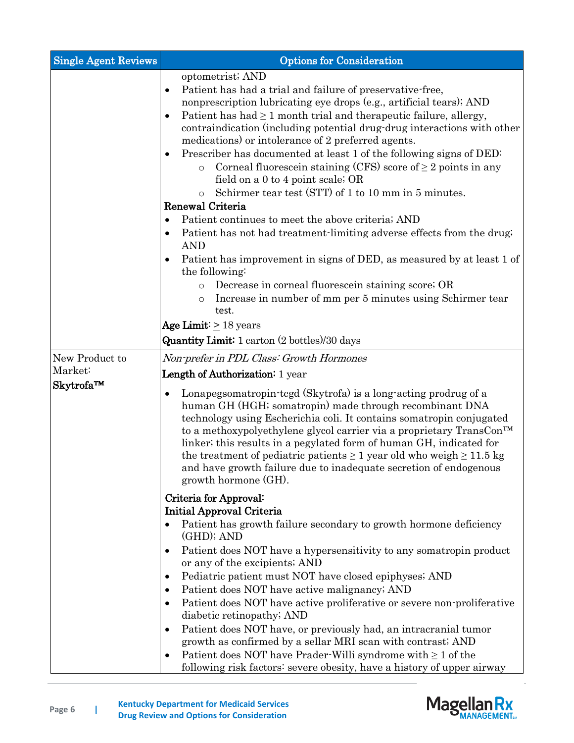| Single Agent Reviews | Options for Consideration |
|---|---|
| | optometrist; AND<br>• Patient has had a trial and failure of preservative-free, nonprescription lubricating eye drops (e.g., artificial tears); AND<br>• Patient has had ≥ 1 month trial and therapeutic failure, allergy, contraindication (including potential drug-drug interactions with other medications) or intolerance of 2 preferred agents.<br>• Prescriber has documented at least 1 of the following signs of DED:<br>&nbsp;&nbsp;&nbsp;&nbsp;○ Corneal fluorescein staining (CFS) score of ≥ 2 points in any field on a 0 to 4 point scale; OR<br>&nbsp;&nbsp;&nbsp;&nbsp;○ Schirmer tear test (STT) of 1 to 10 mm in 5 minutes.<br>**Renewal Criteria**<br>• Patient continues to meet the above criteria; AND<br>• Patient has not had treatment-limiting adverse effects from the drug; AND<br>• Patient has improvement in signs of DED, as measured by at least 1 of the following:<br>&nbsp;&nbsp;&nbsp;&nbsp;○ Decrease in corneal fluorescein staining score; OR<br>&nbsp;&nbsp;&nbsp;&nbsp;○ Increase in number of mm per 5 minutes using Schirmer tear test.<br>**Age Limit**: ≥ 18 years<br>**Quantity Limit**: 1 carton (2 bottles)/30 days |
| New Product to Market: **Skytrofa™** | *Non-prefer in PDL Class: Growth Hormones*<br>**Length of Authorization**: 1 year<br>• Lonapegsomatropin-tcgd (Skytrofa) is a long-acting prodrug of a human GH (HGH; somatropin) made through recombinant DNA technology using Escherichia coli. It contains somatropin conjugated to a methoxypolyethylene glycol carrier via a proprietary TransCon™ linker; this results in a pegylated form of human GH, indicated for the treatment of pediatric patients ≥ 1 year old who weigh ≥ 11.5 kg and have growth failure due to inadequate secretion of endogenous growth hormone (GH).<br>**Criteria for Approval:**<br>**Initial Approval Criteria**<br>• Patient has growth failure secondary to growth hormone deficiency (GHD); AND<br>• Patient does NOT have a hypersensitivity to any somatropin product or any of the excipients; AND<br>• Pediatric patient must NOT have closed epiphyses; AND<br>• Patient does NOT have active malignancy; AND<br>• Patient does NOT have active proliferative or severe non-proliferative diabetic retinopathy; AND<br>• Patient does NOT have, or previously had, an intracranial tumor growth as confirmed by a sellar MRI scan with contrast; AND<br>• Patient does NOT have Prader-Willi syndrome with ≥ 1 of the following risk factors: severe obesity, have a history of upper airway |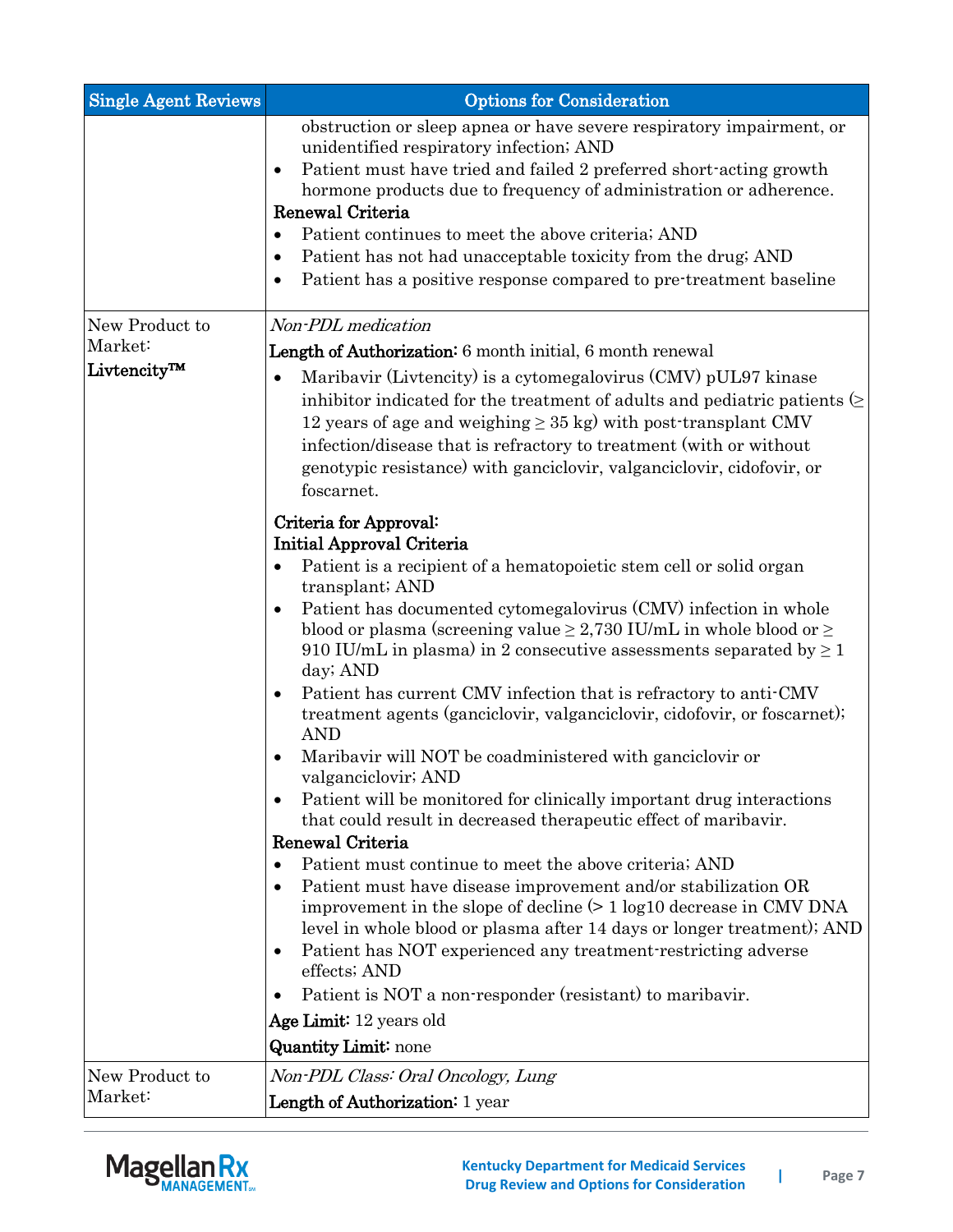| Single Agent Reviews | Options for Consideration |
|---|---|
| | obstruction or sleep apnea or have severe respiratory impairment, or unidentified respiratory infection; AND<br>• Patient must have tried and failed 2 preferred short-acting growth hormone products due to frequency of administration or adherence.<br>**Renewal Criteria**<br>• Patient continues to meet the above criteria; AND<br>• Patient has not had unacceptable toxicity from the drug; AND<br>• Patient has a positive response compared to pre-treatment baseline |
| New Product to Market: **Livtencity™** | *Non-PDL medication*<br>**Length of Authorization:** 6 month initial, 6 month renewal<br>• Maribavir (Livtencity) is a cytomegalovirus (CMV) pUL97 kinase inhibitor indicated for the treatment of adults and pediatric patients (≥ 12 years of age and weighing ≥ 35 kg) with post-transplant CMV infection/disease that is refractory to treatment (with or without genotypic resistance) with ganciclovir, valganciclovir, cidofovir, or foscarnet.<br>**Criteria for Approval:**<br>**Initial Approval Criteria**<br>• Patient is a recipient of a hematopoietic stem cell or solid organ transplant; AND<br>• Patient has documented cytomegalovirus (CMV) infection in whole blood or plasma (screening value ≥ 2,730 IU/mL in whole blood or ≥ 910 IU/mL in plasma) in 2 consecutive assessments separated by ≥ 1 day; AND<br>• Patient has current CMV infection that is refractory to anti-CMV treatment agents (ganciclovir, valganciclovir, cidofovir, or foscarnet); AND<br>• Maribavir will NOT be coadministered with ganciclovir or valganciclovir; AND<br>• Patient will be monitored for clinically important drug interactions that could result in decreased therapeutic effect of maribavir.<br>**Renewal Criteria**<br>• Patient must continue to meet the above criteria; AND<br>• Patient must have disease improvement and/or stabilization OR improvement in the slope of decline (> 1 log10 decrease in CMV DNA level in whole blood or plasma after 14 days or longer treatment); AND<br>• Patient has NOT experienced any treatment-restricting adverse effects; AND<br>• Patient is NOT a non-responder (resistant) to maribavir.<br>**Age Limit:** 12 years old<br>**Quantity Limit:** none |
| New Product to Market: | *Non-PDL Class: Oral Oncology, Lung*<br>**Length of Authorization:** 1 year |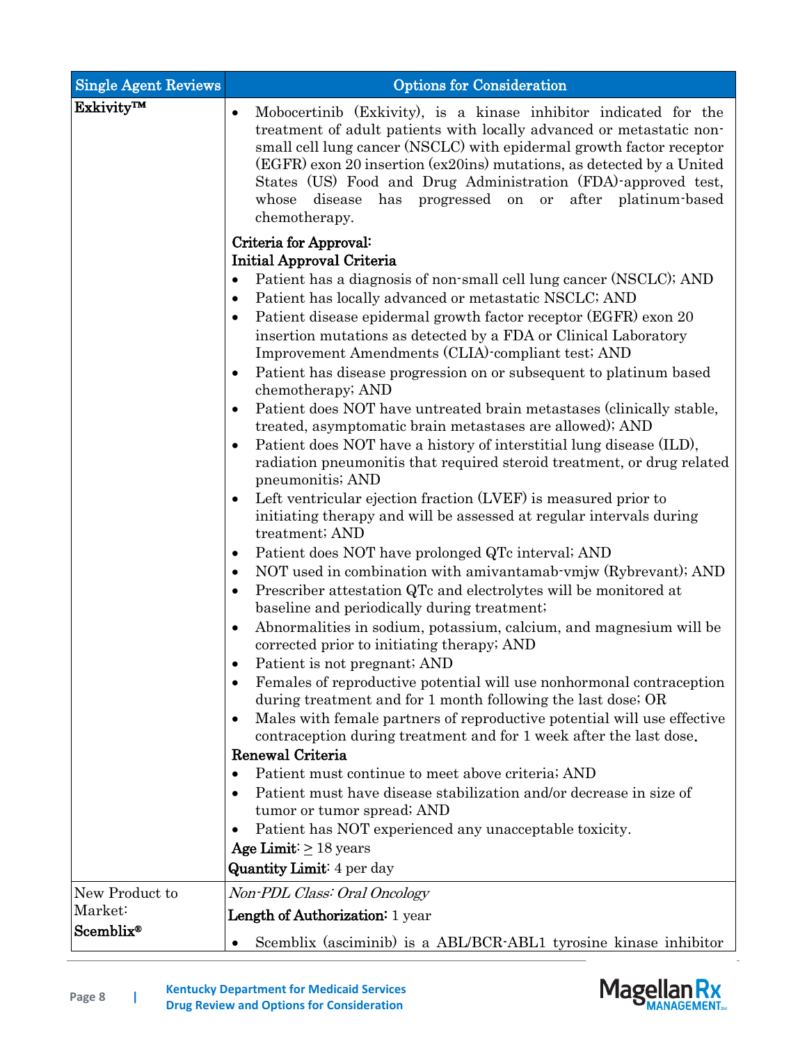| Single Agent Reviews | Options for Consideration |
|---|---|
| **Exkivity™** | • Mobocertinib (Exkivity), is a kinase inhibitor indicated for the treatment of adult patients with locally advanced or metastatic non-small cell lung cancer (NSCLC) with epidermal growth factor receptor (EGFR) exon 20 insertion (ex20ins) mutations, as detected by a United States (US) Food and Drug Administration (FDA)-approved test, whose disease has progressed on or after platinum-based chemotherapy.<br><br>**Criteria for Approval:**<br>**Initial Approval Criteria**<br>• Patient has a diagnosis of non-small cell lung cancer (NSCLC); AND<br>• Patient has locally advanced or metastatic NSCLC; AND<br>• Patient disease epidermal growth factor receptor (EGFR) exon 20 insertion mutations as detected by a FDA or Clinical Laboratory Improvement Amendments (CLIA)-compliant test; AND<br>• Patient has disease progression on or subsequent to platinum based chemotherapy; AND<br>• Patient does NOT have untreated brain metastases (clinically stable, treated, asymptomatic brain metastases are allowed); AND<br>• Patient does NOT have a history of interstitial lung disease (ILD), radiation pneumonitis that required steroid treatment, or drug related pneumonitis; AND<br>• Left ventricular ejection fraction (LVEF) is measured prior to initiating therapy and will be assessed at regular intervals during treatment; AND<br>• Patient does NOT have prolonged QTc interval; AND<br>• NOT used in combination with amivantamab-vmjw (Rybrevant); AND<br>• Prescriber attestation QTc and electrolytes will be monitored at baseline and periodically during treatment;<br>• Abnormalities in sodium, potassium, calcium, and magnesium will be corrected prior to initiating therapy; AND<br>• Patient is not pregnant; AND<br>• Females of reproductive potential will use nonhormonal contraception during treatment and for 1 month following the last dose; OR<br>• Males with female partners of reproductive potential will use effective contraception during treatment and for 1 week after the last dose.<br>**Renewal Criteria**<br>• Patient must continue to meet above criteria; AND<br>• Patient must have disease stabilization and/or decrease in size of tumor or tumor spread; AND<br>• Patient has NOT experienced any unacceptable toxicity.<br>**Age Limit**: ≥ 18 years<br>**Quantity Limit**: 4 per day |
| New Product to Market: **Scemblix®** | *Non-PDL Class: Oral Oncology*<br>**Length of Authorization**: 1 year<br><br>• Scemblix (asciminib) is a ABL/BCR-ABL1 tyrosine kinase inhibitor |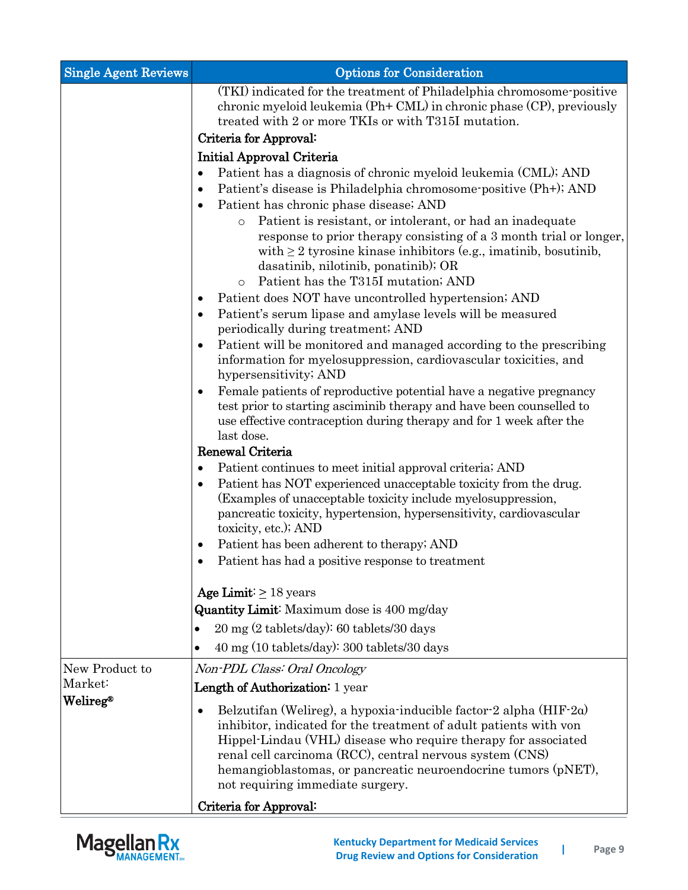| Single Agent Reviews | Options for Consideration |
|---|---|
| | (TKI) indicated for the treatment of Philadelphia chromosome-positive chronic myeloid leukemia (Ph+ CML) in chronic phase (CP), previously treated with 2 or more TKIs or with T315I mutation.<br><br>**Criteria for Approval:**<br><br>**Initial Approval Criteria**<br>• Patient has a diagnosis of chronic myeloid leukemia (CML); AND<br>• Patient's disease is Philadelphia chromosome-positive (Ph+); AND<br>• Patient has chronic phase disease; AND<br>&nbsp;&nbsp;&nbsp;&nbsp;○ Patient is resistant, or intolerant, or had an inadequate response to prior therapy consisting of a 3 month trial or longer, with ≥ 2 tyrosine kinase inhibitors (e.g., imatinib, bosutinib, dasatinib, nilotinib, ponatinib); OR<br>&nbsp;&nbsp;&nbsp;&nbsp;○ Patient has the T315I mutation; AND<br>• Patient does NOT have uncontrolled hypertension; AND<br>• Patient's serum lipase and amylase levels will be measured periodically during treatment; AND<br>• Patient will be monitored and managed according to the prescribing information for myelosuppression, cardiovascular toxicities, and hypersensitivity; AND<br>• Female patients of reproductive potential have a negative pregnancy test prior to starting asciminib therapy and have been counselled to use effective contraception during therapy and for 1 week after the last dose.<br><br>**Renewal Criteria**<br>• Patient continues to meet initial approval criteria; AND<br>• Patient has NOT experienced unacceptable toxicity from the drug. (Examples of unacceptable toxicity include myelosuppression, pancreatic toxicity, hypertension, hypersensitivity, cardiovascular toxicity, etc.); AND<br>• Patient has been adherent to therapy; AND<br>• Patient has had a positive response to treatment<br><br>**Age Limit**: ≥ 18 years<br>**Quantity Limit**: Maximum dose is 400 mg/day<br>• 20 mg (2 tablets/day): 60 tablets/30 days<br>• 40 mg (10 tablets/day): 300 tablets/30 days |
| New Product to Market: **Welireg®** | *Non-PDL Class: Oral Oncology*<br>**Length of Authorization**: 1 year<br><br>• Belzutifan (Welireg), a hypoxia-inducible factor-2 alpha (HIF-2α) inhibitor, indicated for the treatment of adult patients with von Hippel-Lindau (VHL) disease who require therapy for associated renal cell carcinoma (RCC), central nervous system (CNS) hemangioblastomas, or pancreatic neuroendocrine tumors (pNET), not requiring immediate surgery.<br><br>**Criteria for Approval:** |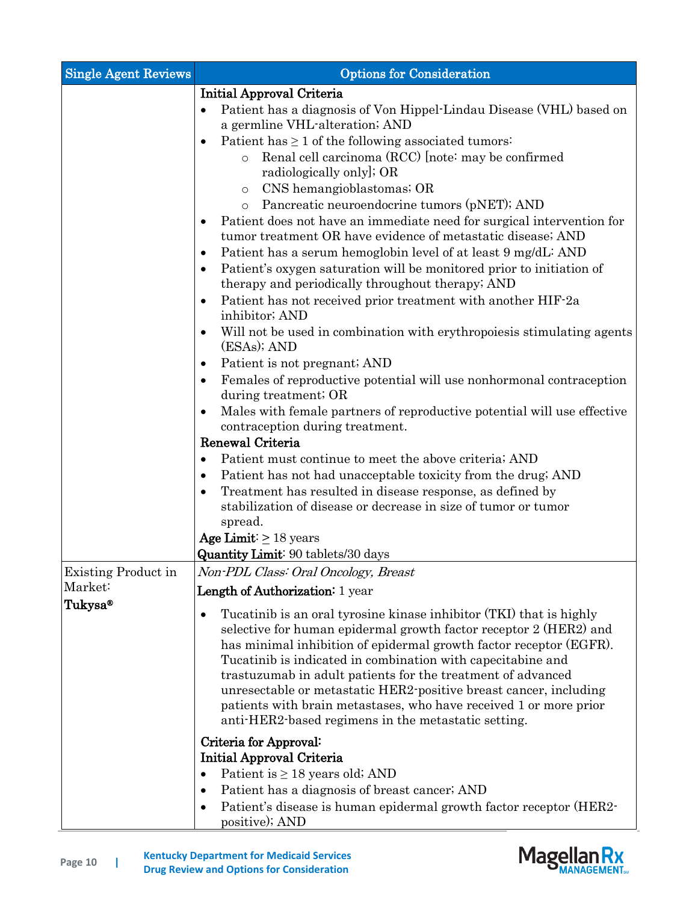| Single Agent Reviews | Options for Consideration |
| --- | --- |
| | **Initial Approval Criteria**<br>• Patient has a diagnosis of Von Hippel-Lindau Disease (VHL) based on a germline VHL-alteration; AND<br>• Patient has ≥ 1 of the following associated tumors:<br>  ○ Renal cell carcinoma (RCC) [note: may be confirmed radiologically only]; OR<br>  ○ CNS hemangioblastomas; OR<br>  ○ Pancreatic neuroendocrine tumors (pNET); AND<br>• Patient does not have an immediate need for surgical intervention for tumor treatment OR have evidence of metastatic disease; AND<br>• Patient has a serum hemoglobin level of at least 9 mg/dL: AND<br>• Patient's oxygen saturation will be monitored prior to initiation of therapy and periodically throughout therapy; AND<br>• Patient has not received prior treatment with another HIF-2a inhibitor; AND<br>• Will not be used in combination with erythropoiesis stimulating agents (ESAs); AND<br>• Patient is not pregnant; AND<br>• Females of reproductive potential will use nonhormonal contraception during treatment; OR<br>• Males with female partners of reproductive potential will use effective contraception during treatment.<br>**Renewal Criteria**<br>• Patient must continue to meet the above criteria; AND<br>• Patient has not had unacceptable toxicity from the drug; AND<br>• Treatment has resulted in disease response, as defined by stabilization of disease or decrease in size of tumor or tumor spread.<br>**Age Limit**: ≥ 18 years<br>**Quantity Limit**: 90 tablets/30 days |
| Existing Product in Market:<br>**Tukysa®** | *Non-PDL Class: Oral Oncology, Breast*<br>**Length of Authorization:** 1 year<br>• Tucatinib is an oral tyrosine kinase inhibitor (TKI) that is highly selective for human epidermal growth factor receptor 2 (HER2) and has minimal inhibition of epidermal growth factor receptor (EGFR). Tucatinib is indicated in combination with capecitabine and trastuzumab in adult patients for the treatment of advanced unresectable or metastatic HER2-positive breast cancer, including patients with brain metastases, who have received 1 or more prior anti-HER2-based regimens in the metastatic setting.<br>**Criteria for Approval:**<br>**Initial Approval Criteria**<br>• Patient is ≥ 18 years old; AND<br>• Patient has a diagnosis of breast cancer; AND<br>• Patient's disease is human epidermal growth factor receptor (HER2-positive); AND |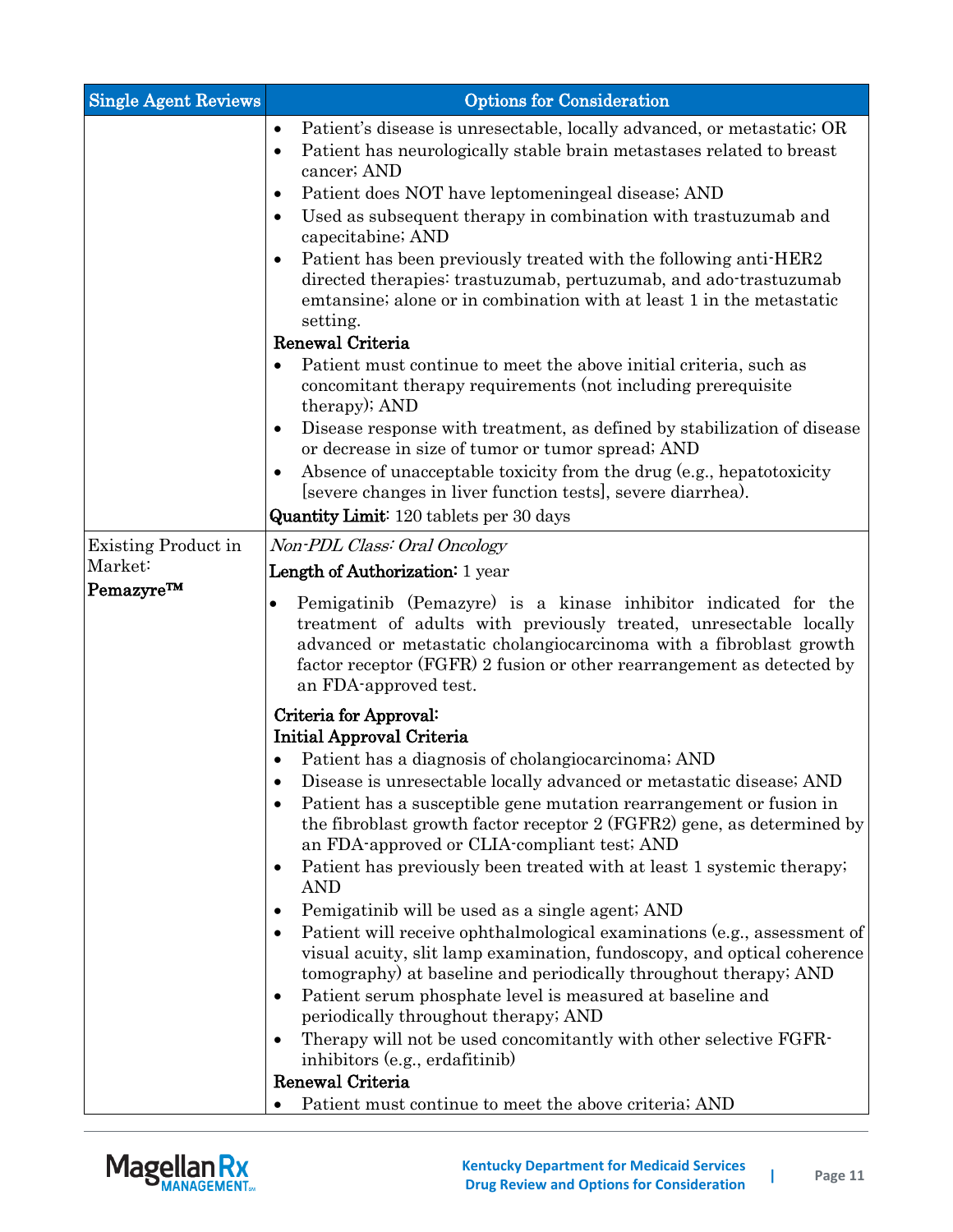| Single Agent Reviews | Options for Consideration |
|---|---|
| | • Patient's disease is unresectable, locally advanced, or metastatic; OR<br>• Patient has neurologically stable brain metastases related to breast cancer; AND<br>• Patient does NOT have leptomeningeal disease; AND<br>• Used as subsequent therapy in combination with trastuzumab and capecitabine; AND<br>• Patient has been previously treated with the following anti-HER2 directed therapies: trastuzumab, pertuzumab, and ado-trastuzumab emtansine; alone or in combination with at least 1 in the metastatic setting.<br>**Renewal Criteria**<br>• Patient must continue to meet the above initial criteria, such as concomitant therapy requirements (not including prerequisite therapy); AND<br>• Disease response with treatment, as defined by stabilization of disease or decrease in size of tumor or tumor spread; AND<br>• Absence of unacceptable toxicity from the drug (e.g., hepatotoxicity [severe changes in liver function tests], severe diarrhea).<br>**Quantity Limit**: 120 tablets per 30 days |
| Existing Product in Market:<br>**Pemazyre™** | *Non-PDL Class: Oral Oncology*<br>**Length of Authorization**: 1 year<br>• Pemigatinib (Pemazyre) is a kinase inhibitor indicated for the treatment of adults with previously treated, unresectable locally advanced or metastatic cholangiocarcinoma with a fibroblast growth factor receptor (FGFR) 2 fusion or other rearrangement as detected by an FDA-approved test.<br>**Criteria for Approval:**<br>**Initial Approval Criteria**<br>• Patient has a diagnosis of cholangiocarcinoma; AND<br>• Disease is unresectable locally advanced or metastatic disease; AND<br>• Patient has a susceptible gene mutation rearrangement or fusion in the fibroblast growth factor receptor 2 (FGFR2) gene, as determined by an FDA-approved or CLIA-compliant test; AND<br>• Patient has previously been treated with at least 1 systemic therapy; AND<br>• Pemigatinib will be used as a single agent; AND<br>• Patient will receive ophthalmological examinations (e.g., assessment of visual acuity, slit lamp examination, fundoscopy, and optical coherence tomography) at baseline and periodically throughout therapy; AND<br>• Patient serum phosphate level is measured at baseline and periodically throughout therapy; AND<br>• Therapy will not be used concomitantly with other selective FGFR-inhibitors (e.g., erdafitinib)<br>**Renewal Criteria**<br>• Patient must continue to meet the above criteria; AND |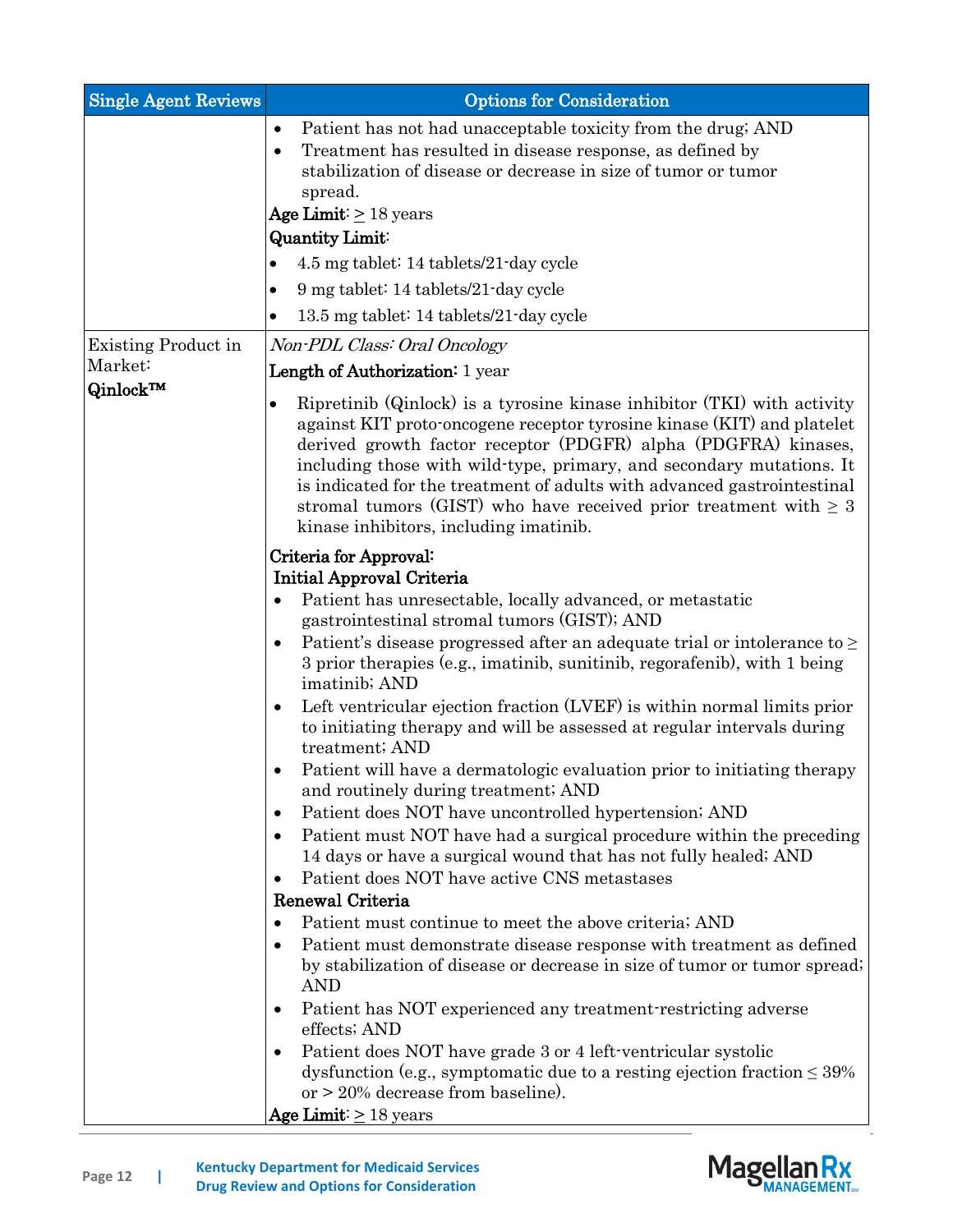| Single Agent Reviews | Options for Consideration |
|---|---|
| | • Patient has not had unacceptable toxicity from the drug; AND<br>• Treatment has resulted in disease response, as defined by stabilization of disease or decrease in size of tumor or tumor spread.<br>**Age Limit**: ≥ 18 years<br>**Quantity Limit**:<br>• 4.5 mg tablet: 14 tablets/21-day cycle<br>• 9 mg tablet: 14 tablets/21-day cycle<br>• 13.5 mg tablet: 14 tablets/21-day cycle |
| Existing Product in Market:<br>**Qinlock™** | *Non-PDL Class: Oral Oncology*<br>**Length of Authorization:** 1 year<br>• Ripretinib (Qinlock) is a tyrosine kinase inhibitor (TKI) with activity against KIT proto-oncogene receptor tyrosine kinase (KIT) and platelet derived growth factor receptor (PDGFR) alpha (PDGFRA) kinases, including those with wild-type, primary, and secondary mutations. It is indicated for the treatment of adults with advanced gastrointestinal stromal tumors (GIST) who have received prior treatment with ≥ 3 kinase inhibitors, including imatinib.<br>**Criteria for Approval:**<br>**Initial Approval Criteria**<br>• Patient has unresectable, locally advanced, or metastatic gastrointestinal stromal tumors (GIST); AND<br>• Patient's disease progressed after an adequate trial or intolerance to ≥ 3 prior therapies (e.g., imatinib, sunitinib, regorafenib), with 1 being imatinib; AND<br>• Left ventricular ejection fraction (LVEF) is within normal limits prior to initiating therapy and will be assessed at regular intervals during treatment; AND<br>• Patient will have a dermatologic evaluation prior to initiating therapy and routinely during treatment; AND<br>• Patient does NOT have uncontrolled hypertension; AND<br>• Patient must NOT have had a surgical procedure within the preceding 14 days or have a surgical wound that has not fully healed; AND<br>• Patient does NOT have active CNS metastases<br>**Renewal Criteria**<br>• Patient must continue to meet the above criteria; AND<br>• Patient must demonstrate disease response with treatment as defined by stabilization of disease or decrease in size of tumor or tumor spread; AND<br>• Patient has NOT experienced any treatment-restricting adverse effects; AND<br>• Patient does NOT have grade 3 or 4 left-ventricular systolic dysfunction (e.g., symptomatic due to a resting ejection fraction ≤ 39% or > 20% decrease from baseline).<br>**Age Limit**: ≥ 18 years |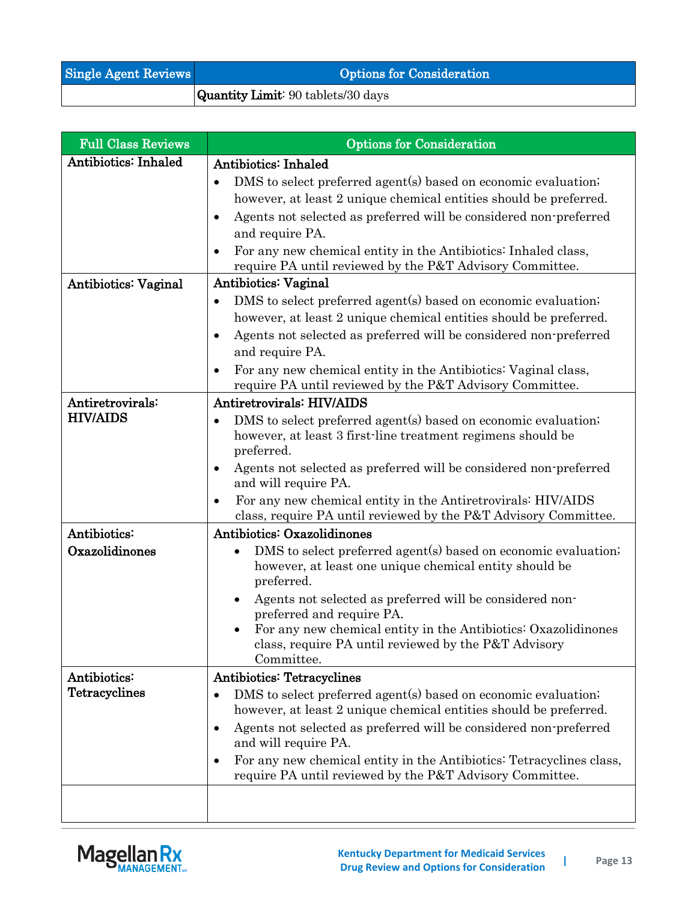| Single Agent Reviews | Options for Consideration |
|---|---|
| | **Quantity Limit**: 90 tablets/30 days |

| Full Class Reviews | Options for Consideration |
|---|---|
| **Antibiotics: Inhaled** | **Antibiotics: Inhaled**<br>• DMS to select preferred agent(s) based on economic evaluation; however, at least 2 unique chemical entities should be preferred.<br>• Agents not selected as preferred will be considered non-preferred and require PA.<br>• For any new chemical entity in the Antibiotics: Inhaled class, require PA until reviewed by the P&T Advisory Committee. |
| **Antibiotics: Vaginal** | **Antibiotics: Vaginal**<br>• DMS to select preferred agent(s) based on economic evaluation; however, at least 2 unique chemical entities should be preferred.<br>• Agents not selected as preferred will be considered non-preferred and require PA.<br>• For any new chemical entity in the Antibiotics: Vaginal class, require PA until reviewed by the P&T Advisory Committee. |
| **Antiretrovirals: HIV/AIDS** | **Antiretrovirals: HIV/AIDS**<br>• DMS to select preferred agent(s) based on economic evaluation; however, at least 3 first-line treatment regimens should be preferred.<br>• Agents not selected as preferred will be considered non-preferred and will require PA.<br>• For any new chemical entity in the Antiretrovirals: HIV/AIDS class, require PA until reviewed by the P&T Advisory Committee. |
| **Antibiotics: Oxazolidinones** | **Antibiotics: Oxazolidinones**<br>• DMS to select preferred agent(s) based on economic evaluation; however, at least one unique chemical entity should be preferred.<br>• Agents not selected as preferred will be considered non-preferred and require PA.<br>• For any new chemical entity in the Antibiotics: Oxazolidinones class, require PA until reviewed by the P&T Advisory Committee. |
| **Antibiotics: Tetracyclines** | **Antibiotics: Tetracyclines**<br>• DMS to select preferred agent(s) based on economic evaluation; however, at least 2 unique chemical entities should be preferred.<br>• Agents not selected as preferred will be considered non-preferred and will require PA.<br>• For any new chemical entity in the Antibiotics: Tetracyclines class, require PA until reviewed by the P&T Advisory Committee. |
| | |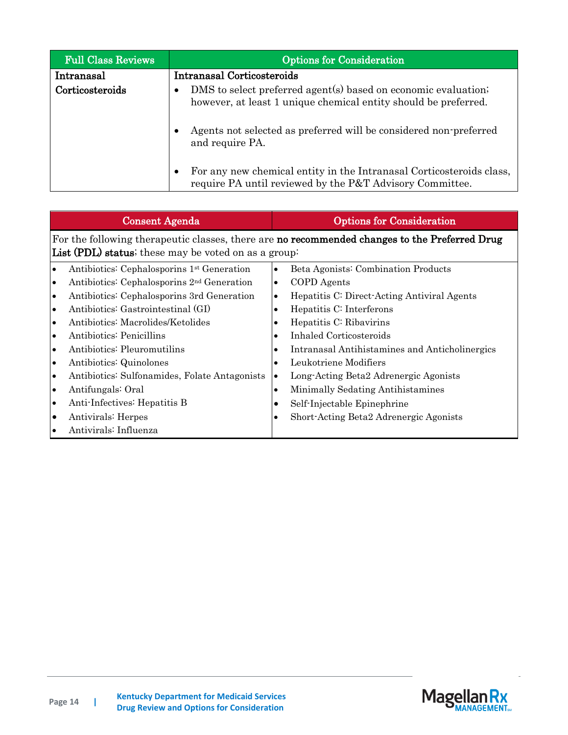| Full Class Reviews | Options for Consideration |
|---|---|
| Intranasal Corticosteroids | **Intranasal Corticosteroids**<br>• DMS to select preferred agent(s) based on economic evaluation; however, at least 1 unique chemical entity should be preferred.<br>• Agents not selected as preferred will be considered non-preferred and require PA.<br>• For any new chemical entity in the Intranasal Corticosteroids class, require PA until reviewed by the P&T Advisory Committee. |

| Consent Agenda | Options for Consideration |
|---|---|
| For the following therapeutic classes, there are **no recommended changes to the Preferred Drug List (PDL) status**; these may be voted on as a group: | |
| • Antibiotics: Cephalosporins 1st Generation<br>• Antibiotics: Cephalosporins 2nd Generation<br>• Antibiotics: Cephalosporins 3rd Generation<br>• Antibiotics: Gastrointestinal (GI)<br>• Antibiotics: Macrolides/Ketolides<br>• Antibiotics: Penicillins<br>• Antibiotics: Pleuromutilins<br>• Antibiotics: Quinolones<br>• Antibiotics: Sulfonamides, Folate Antagonists<br>• Antifungals: Oral<br>• Anti-Infectives: Hepatitis B<br>• Antivirals: Herpes<br>• Antivirals: Influenza | • Beta Agonists: Combination Products<br>• COPD Agents<br>• Hepatitis C: Direct-Acting Antiviral Agents<br>• Hepatitis C: Interferons<br>• Hepatitis C: Ribavirins<br>• Inhaled Corticosteroids<br>• Intranasal Antihistamines and Anticholinergics<br>• Leukotriene Modifiers<br>• Long-Acting Beta2 Adrenergic Agonists<br>• Minimally Sedating Antihistamines<br>• Self-Injectable Epinephrine<br>• Short-Acting Beta2 Adrenergic Agonists |